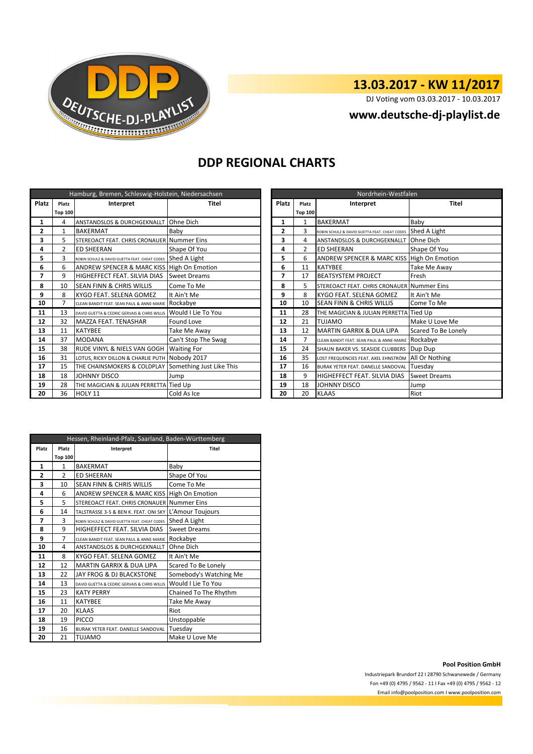# 13.03.2017 - KW 11/2017

DJ Voting vom 03.03.2017 - 10.03.2017

**www.deutsche-dj-playlist.de**

## DDP REGIONAL CHARTS

### Hamburg, Bremen, Schleswig-Holstein, Niedersachsen

| Platz | Platz Top 100 | Interpret | Titel |
|---|---|---|---|
| 1 | 4 | ANSTANDSLOS & DURCHGEKNALLT | Ohne Dich |
| 2 | 1 | BAKERMAT | Baby |
| 3 | 5 | STEREOACT FEAT. CHRIS CRONAUER | Nummer Eins |
| 4 | 2 | ED SHEERAN | Shape Of You |
| 5 | 3 | ROBIN SCHULZ & DAVID GUETTA FEAT. CHEAT CODES | Shed A Light |
| 6 | 6 | ANDREW SPENCER & MARC KISS | High On Emotion |
| 7 | 9 | HIGHEFFECT FEAT. SILVIA DIAS | Sweet Dreams |
| 8 | 10 | SEAN FINN & CHRIS WILLIS | Come To Me |
| 9 | 8 | KYGO FEAT. SELENA GOMEZ | It Ain't Me |
| 10 | 7 | CLEAN BANDIT FEAT. SEAN PAUL & ANNE-MARIE | Rockabye |
| 11 | 13 | DAVID GUETTA & CEDRIC GERVAIS & CHRIS WILLIS | Would I Lie To You |
| 12 | 32 | MAZZA FEAT. TENASHAR | Found Love |
| 13 | 11 | KATYBEE | Take Me Away |
| 14 | 37 | MODANA | Can't Stop The Swag |
| 15 | 38 | RUDE VINYL & NIELS VAN GOGH | Waiting For |
| 16 | 31 | LOTUS, RICKY DILLON & CHARLIE PUTH | Nobody 2017 |
| 17 | 15 | THE CHAINSMOKERS & COLDPLAY | Something Just Like This |
| 18 | 18 | JOHNNY DISCO | Jump |
| 19 | 28 | THE MAGICIAN & JULIAN PERRETTA | Tied Up |
| 20 | 36 | HOLY 11 | Cold As Ice |

### Nordrhein-Westfalen

| Platz | Platz Top 100 | Interpret | Titel |
|---|---|---|---|
| 1 | 1 | BAKERMAT | Baby |
| 2 | 3 | ROBIN SCHULZ & DAVID GUETTA FEAT. CHEAT CODES | Shed A Light |
| 3 | 4 | ANSTANDSLOS & DURCHGEKNALLT | Ohne Dich |
| 4 | 2 | ED SHEERAN | Shape Of You |
| 5 | 6 | ANDREW SPENCER & MARC KISS | High On Emotion |
| 6 | 11 | KATYBEE | Take Me Away |
| 7 | 17 | BEATSYSTEM PROJECT | Fresh |
| 8 | 5 | STEREOACT FEAT. CHRIS CRONAUER | Nummer Eins |
| 9 | 8 | KYGO FEAT. SELENA GOMEZ | It Ain't Me |
| 10 | 10 | SEAN FINN & CHRIS WILLIS | Come To Me |
| 11 | 28 | THE MAGICIAN & JULIAN PERRETTA | Tied Up |
| 12 | 21 | TUJAMO | Make U Love Me |
| 13 | 12 | MARTIN GARRIX & DUA LIPA | Scared To Be Lonely |
| 14 | 7 | CLEAN BANDIT FEAT. SEAN PAUL & ANNE-MARIE | Rockabye |
| 15 | 24 | SHAUN BAKER VS. SEASIDE CLUBBERS | Dup Dup |
| 16 | 35 | LOST FREQUENCIES FEAT. AXEL EHNSTRÖM | All Or Nothing |
| 17 | 16 | BURAK YETER FEAT. DANELLE SANDOVAL | Tuesday |
| 18 | 9 | HIGHEFFECT FEAT. SILVIA DIAS | Sweet Dreams |
| 19 | 18 | JOHNNY DISCO | Jump |
| 20 | 20 | KLAAS | Riot |

### Hessen, Rheinland-Pfalz, Saarland, Baden-Württemberg

| Platz | Platz Top 100 | Interpret | Titel |
|---|---|---|---|
| 1 | 1 | BAKERMAT | Baby |
| 2 | 2 | ED SHEERAN | Shape Of You |
| 3 | 10 | SEAN FINN & CHRIS WILLIS | Come To Me |
| 4 | 6 | ANDREW SPENCER & MARC KISS | High On Emotion |
| 5 | 5 | STEREOACT FEAT. CHRIS CRONAUER | Nummer Eins |
| 6 | 14 | TALSTRASSE 3-5 & BEN K. FEAT. ONI SKY | L'Amour Toujours |
| 7 | 3 | ROBIN SCHULZ & DAVID GUETTA FEAT. CHEAT CODES | Shed A Light |
| 8 | 9 | HIGHEFFECT FEAT. SILVIA DIAS | Sweet Dreams |
| 9 | 7 | CLEAN BANDIT FEAT. SEAN PAUL & ANNE-MARIE | Rockabye |
| 10 | 4 | ANSTANDSLOS & DURCHGEKNALLT | Ohne Dich |
| 11 | 8 | KYGO FEAT. SELENA GOMEZ | It Ain't Me |
| 12 | 12 | MARTIN GARRIX & DUA LIPA | Scared To Be Lonely |
| 13 | 22 | JAY FROG & DJ BLACKSTONE | Somebody's Watching Me |
| 14 | 13 | DAVID GUETTA & CEDRIC GERVAIS & CHRIS WILLIS | Would I Lie To You |
| 15 | 23 | KATY PERRY | Chained To The Rhythm |
| 16 | 11 | KATYBEE | Take Me Away |
| 17 | 20 | KLAAS | Riot |
| 18 | 19 | PICCO | Unstoppable |
| 19 | 16 | BURAK YETER FEAT. DANELLE SANDOVAL | Tuesday |
| 20 | 21 | TUJAMO | Make U Love Me |

**Pool Position GmbH**

Industriepark Brundorf 22 I 28790 Schwanewede / Germany

Fon +49 (0) 4795 / 9562 - 11 I Fax +49 (0) 4795 / 9562 - 12

Email info@poolposition.com I www.poolposition.com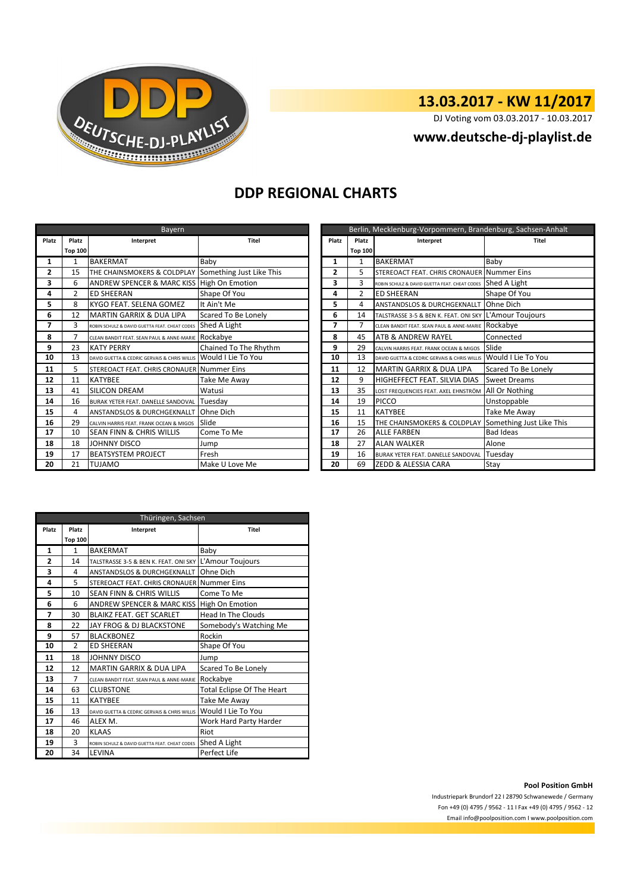# 13.03.2017 - KW 11/2017

DJ Voting vom 03.03.2017 - 10.03.2017

**www.deutsche-dj-playlist.de**

## DDP REGIONAL CHARTS

### Bayern

| Platz | Platz Top 100 | Interpret | Titel |
|---|---|---|---|
| 1 | 1 | BAKERMAT | Baby |
| 2 | 15 | THE CHAINSMOKERS & COLDPLAY | Something Just Like This |
| 3 | 6 | ANDREW SPENCER & MARC KISS | High On Emotion |
| 4 | 2 | ED SHEERAN | Shape Of You |
| 5 | 8 | KYGO FEAT. SELENA GOMEZ | It Ain't Me |
| 6 | 12 | MARTIN GARRIX & DUA LIPA | Scared To Be Lonely |
| 7 | 3 | ROBIN SCHULZ & DAVID GUETTA FEAT. CHEAT CODES | Shed A Light |
| 8 | 7 | CLEAN BANDIT FEAT. SEAN PAUL & ANNE-MARIE | Rockabye |
| 9 | 23 | KATY PERRY | Chained To The Rhythm |
| 10 | 13 | DAVID GUETTA & CEDRIC GERVAIS & CHRIS WILLIS | Would I Lie To You |
| 11 | 5 | STEREOACT FEAT. CHRIS CRONAUER | Nummer Eins |
| 12 | 11 | KATYBEE | Take Me Away |
| 13 | 41 | SILICON DREAM | Watusi |
| 14 | 16 | BURAK YETER FEAT. DANELLE SANDOVAL | Tuesday |
| 15 | 4 | ANSTANDSLOS & DURCHGEKNALLT | Ohne Dich |
| 16 | 29 | CALVIN HARRIS FEAT. FRANK OCEAN & MIGOS | Slide |
| 17 | 10 | SEAN FINN & CHRIS WILLIS | Come To Me |
| 18 | 18 | JOHNNY DISCO | Jump |
| 19 | 17 | BEATSYSTEM PROJECT | Fresh |
| 20 | 21 | TUJAMO | Make U Love Me |

### Berlin, Mecklenburg-Vorpommern, Brandenburg, Sachsen-Anhalt

| Platz | Platz Top 100 | Interpret | Titel |
|---|---|---|---|
| 1 | 1 | BAKERMAT | Baby |
| 2 | 5 | STEREOACT FEAT. CHRIS CRONAUER | Nummer Eins |
| 3 | 3 | ROBIN SCHULZ & DAVID GUETTA FEAT. CHEAT CODES | Shed A Light |
| 4 | 2 | ED SHEERAN | Shape Of You |
| 5 | 4 | ANSTANDSLOS & DURCHGEKNALLT | Ohne Dich |
| 6 | 14 | TALSTRASSE 3-5 & BEN K. FEAT. ONI SKY | L'Amour Toujours |
| 7 | 7 | CLEAN BANDIT FEAT. SEAN PAUL & ANNE-MARIE | Rockabye |
| 8 | 45 | ATB & ANDREW RAYEL | Connected |
| 9 | 29 | CALVIN HARRIS FEAT. FRANK OCEAN & MIGOS | Slide |
| 10 | 13 | DAVID GUETTA & CEDRIC GERVAIS & CHRIS WILLIS | Would I Lie To You |
| 11 | 12 | MARTIN GARRIX & DUA LIPA | Scared To Be Lonely |
| 12 | 9 | HIGHEFFECT FEAT. SILVIA DIAS | Sweet Dreams |
| 13 | 35 | LOST FREQUENCIES FEAT. AXEL EHNSTRÖM | All Or Nothing |
| 14 | 19 | PICCO | Unstoppable |
| 15 | 11 | KATYBEE | Take Me Away |
| 16 | 15 | THE CHAINSMOKERS & COLDPLAY | Something Just Like This |
| 17 | 26 | ALLE FARBEN | Bad Ideas |
| 18 | 27 | ALAN WALKER | Alone |
| 19 | 16 | BURAK YETER FEAT. DANELLE SANDOVAL | Tuesday |
| 20 | 69 | ZEDD & ALESSIA CARA | Stay |

### Thüringen, Sachsen

| Platz | Platz Top 100 | Interpret | Titel |
|---|---|---|---|
| 1 | 1 | BAKERMAT | Baby |
| 2 | 14 | TALSTRASSE 3-5 & BEN K. FEAT. ONI SKY | L'Amour Toujours |
| 3 | 4 | ANSTANDSLOS & DURCHGEKNALLT | Ohne Dich |
| 4 | 5 | STEREOACT FEAT. CHRIS CRONAUER | Nummer Eins |
| 5 | 10 | SEAN FINN & CHRIS WILLIS | Come To Me |
| 6 | 6 | ANDREW SPENCER & MARC KISS | High On Emotion |
| 7 | 30 | BLAIKZ FEAT. GET SCARLET | Head In The Clouds |
| 8 | 22 | JAY FROG & DJ BLACKSTONE | Somebody's Watching Me |
| 9 | 57 | BLACKBONEZ | Rockin |
| 10 | 2 | ED SHEERAN | Shape Of You |
| 11 | 18 | JOHNNY DISCO | Jump |
| 12 | 12 | MARTIN GARRIX & DUA LIPA | Scared To Be Lonely |
| 13 | 7 | CLEAN BANDIT FEAT. SEAN PAUL & ANNE-MARIE | Rockabye |
| 14 | 63 | CLUBSTONE | Total Eclipse Of The Heart |
| 15 | 11 | KATYBEE | Take Me Away |
| 16 | 13 | DAVID GUETTA & CEDRIC GERVAIS & CHRIS WILLIS | Would I Lie To You |
| 17 | 46 | ALEX M. | Work Hard Party Harder |
| 18 | 20 | KLAAS | Riot |
| 19 | 3 | ROBIN SCHULZ & DAVID GUETTA FEAT. CHEAT CODES | Shed A Light |
| 20 | 34 | LEVINA | Perfect Life |

**Pool Position GmbH**

Industriepark Brundorf 22 I 28790 Schwanewede / Germany

Fon +49 (0) 4795 / 9562 - 11 I Fax +49 (0) 4795 / 9562 - 12

Email info@poolposition.com I www.poolposition.com